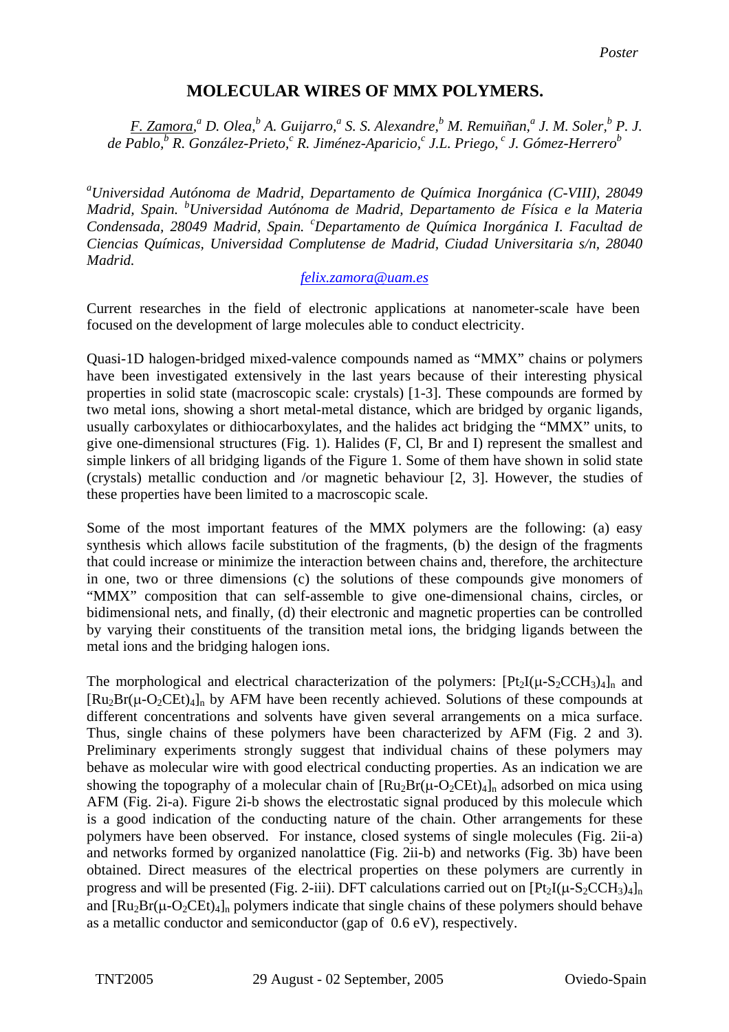*Poster*

# MOLECULAR WIRES OF MMX POLYMERS.

*<u>F. Zamora</u>,[a] D. Olea,[b] A. Guijarro,[a] S. S. Alexandre,[b] M. Remuiñan,[a] J. M. Soler,[b] P. J. de Pablo,[b] R. González-Prieto,[c] R. Jiménez-Aparicio,[c] J.L. Priego, [c] J. Gómez-Herrero[b]*

*[a]Universidad Autónoma de Madrid, Departamento de Química Inorgánica (C-VIII), 28049 Madrid, Spain. [b]Universidad Autónoma de Madrid, Departamento de Física e la Materia Condensada, 28049 Madrid, Spain. [c]Departamento de Química Inorgánica I. Facultad de Ciencias Químicas, Universidad Complutense de Madrid, Ciudad Universitaria s/n, 28040 Madrid.*

felix.zamora@uam.es

Current researches in the field of electronic applications at nanometer-scale have been focused on the development of large molecules able to conduct electricity.

Quasi-1D halogen-bridged mixed-valence compounds named as "MMX" chains or polymers have been investigated extensively in the last years because of their interesting physical properties in solid state (macroscopic scale: crystals) [1-3]. These compounds are formed by two metal ions, showing a short metal-metal distance, which are bridged by organic ligands, usually carboxylates or dithiocarboxylates, and the halides act bridging the "MMX" units, to give one-dimensional structures (Fig. 1). Halides (F, Cl, Br and I) represent the smallest and simple linkers of all bridging ligands of the Figure 1. Some of them have shown in solid state (crystals) metallic conduction and /or magnetic behaviour [2, 3]. However, the studies of these properties have been limited to a macroscopic scale.

Some of the most important features of the MMX polymers are the following: (a) easy synthesis which allows facile substitution of the fragments, (b) the design of the fragments that could increase or minimize the interaction between chains and, therefore, the architecture in one, two or three dimensions (c) the solutions of these compounds give monomers of "MMX" composition that can self-assemble to give one-dimensional chains, circles, or bidimensional nets, and finally, (d) their electronic and magnetic properties can be controlled by varying their constituents of the transition metal ions, the bridging ligands between the metal ions and the bridging halogen ions.

The morphological and electrical characterization of the polymers: $[Pt_2I(\mu\text{-}S_2CCH_3)_4]_n$ and $[Ru_2Br(\mu\text{-}O_2CEt)_4]_n$ by AFM have been recently achieved. Solutions of these compounds at different concentrations and solvents have given several arrangements on a mica surface. Thus, single chains of these polymers have been characterized by AFM (Fig. 2 and 3). Preliminary experiments strongly suggest that individual chains of these polymers may behave as molecular wire with good electrical conducting properties. As an indication we are showing the topography of a molecular chain of $[Ru_2Br(\mu\text{-}O_2CEt)_4]_n$ adsorbed on mica using AFM (Fig. 2i-a). Figure 2i-b shows the electrostatic signal produced by this molecule which is a good indication of the conducting nature of the chain. Other arrangements for these polymers have been observed. For instance, closed systems of single molecules (Fig. 2ii-a) and networks formed by organized nanolattice (Fig. 2ii-b) and networks (Fig. 3b) have been obtained. Direct measures of the electrical properties on these polymers are currently in progress and will be presented (Fig. 2-iii). DFT calculations carried out on $[Pt_2I(\mu\text{-}S_2CCH_3)_4]_n$ and $[Ru_2Br(\mu\text{-}O_2CEt)_4]_n$ polymers indicate that single chains of these polymers should behave as a metallic conductor and semiconductor (gap of 0.6 eV), respectively.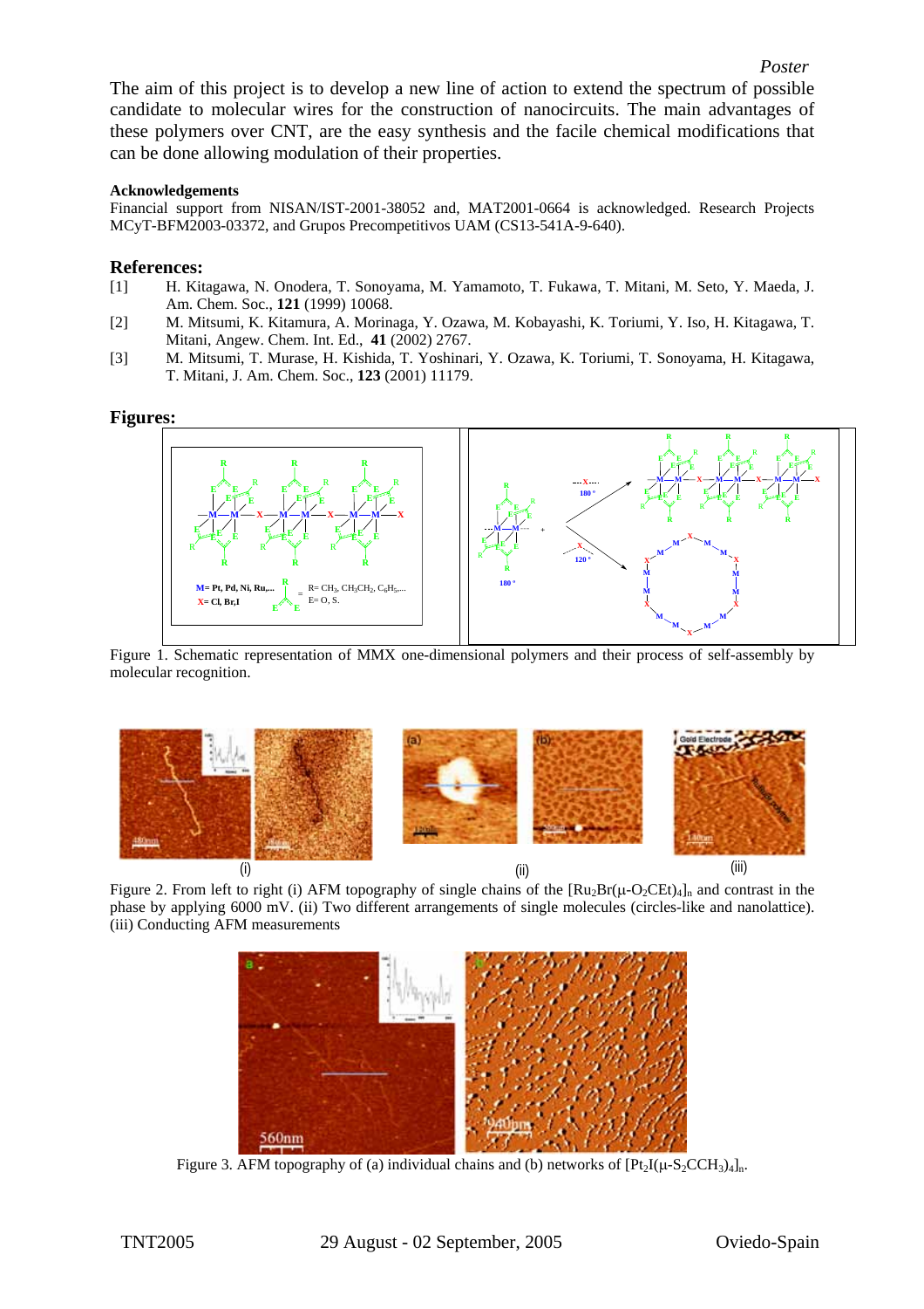The aim of this project is to develop a new line of action to extend the spectrum of possible candidate to molecular wires for the construction of nanocircuits. The main advantages of these polymers over CNT, are the easy synthesis and the facile chemical modifications that can be done allowing modulation of their properties.

**Acknowledgements**

Financial support from NISAN/IST-2001-38052 and, MAT2001-0664 is acknowledged. Research Projects MCyT-BFM2003-03372, and Grupos Precompetitivos UAM (CS13-541A-9-640).

## References:

[1] H. Kitagawa, N. Onodera, T. Sonoyama, M. Yamamoto, T. Fukawa, T. Mitani, M. Seto, Y. Maeda, J. Am. Chem. Soc., **121** (1999) 10068.

[2] M. Mitsumi, K. Kitamura, A. Morinaga, Y. Ozawa, M. Kobayashi, K. Toriumi, Y. Iso, H. Kitagawa, T. Mitani, Angew. Chem. Int. Ed., **41** (2002) 2767.

[3] M. Mitsumi, T. Murase, H. Kishida, T. Yoshinari, Y. Ozawa, K. Toriumi, T. Sonoyama, H. Kitagawa, T. Mitani, J. Am. Chem. Soc., **123** (2001) 11179.

## Figures:

Figure 1. Schematic representation of MMX one-dimensional polymers and their process of self-assembly by molecular recognition.

Figure 2. From left to right (i) AFM topography of single chains of the $[Ru_2Br(\mu\text{-}O_2CEt)_4]_n$ and contrast in the phase by applying 6000 mV. (ii) Two different arrangements of single molecules (circles-like and nanolattice). (iii) Conducting AFM measurements

Figure 3. AFM topography of (a) individual chains and (b) networks of $[Pt_2I(\mu\text{-}S_2CCH_3)_4]_n$.